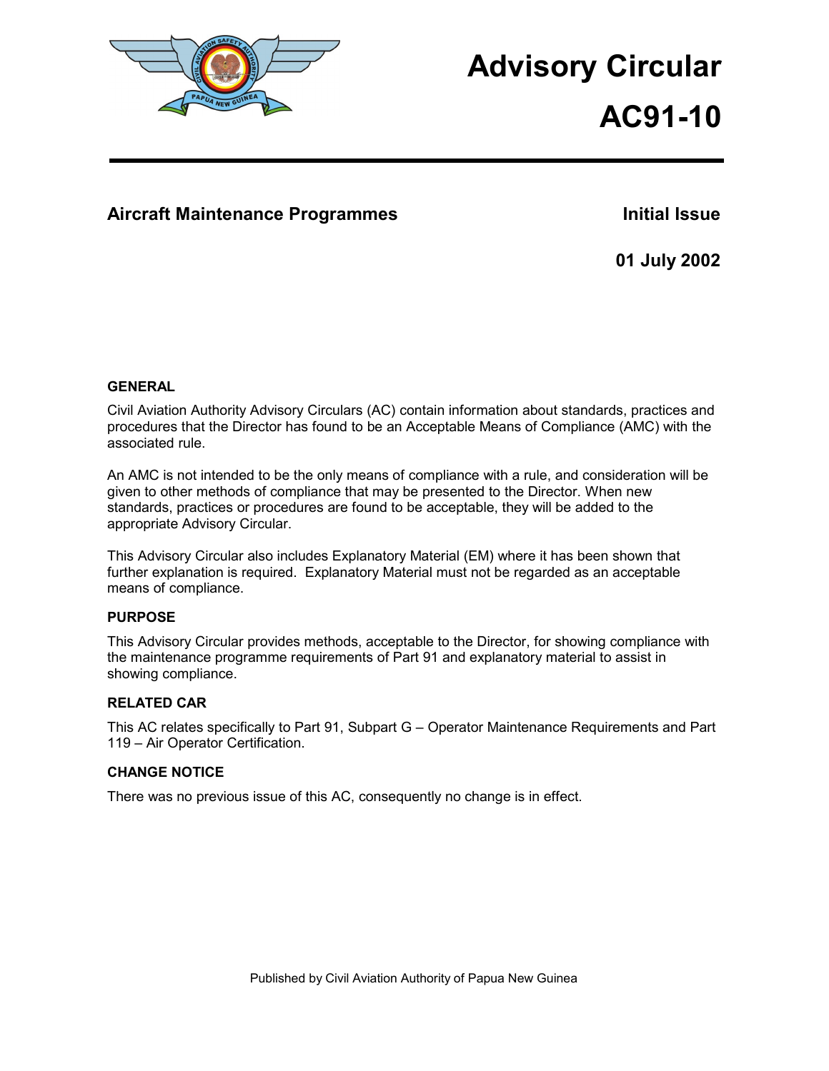# Advisory Circular

# AC91-10

## Aircraft Maintenance Programmes

**Initial Issue**

**01 July 2002**

### GENERAL

Civil Aviation Authority Advisory Circulars (AC) contain information about standards, practices and procedures that the Director has found to be an Acceptable Means of Compliance (AMC) with the associated rule.

An AMC is not intended to be the only means of compliance with a rule, and consideration will be given to other methods of compliance that may be presented to the Director. When new standards, practices or procedures are found to be acceptable, they will be added to the appropriate Advisory Circular.

This Advisory Circular also includes Explanatory Material (EM) where it has been shown that further explanation is required. Explanatory Material must not be regarded as an acceptable means of compliance.

### PURPOSE

This Advisory Circular provides methods, acceptable to the Director, for showing compliance with the maintenance programme requirements of Part 91 and explanatory material to assist in showing compliance.

### RELATED CAR

This AC relates specifically to Part 91, Subpart G – Operator Maintenance Requirements and Part 119 – Air Operator Certification.

### CHANGE NOTICE

There was no previous issue of this AC, consequently no change is in effect.

Published by Civil Aviation Authority of Papua New Guinea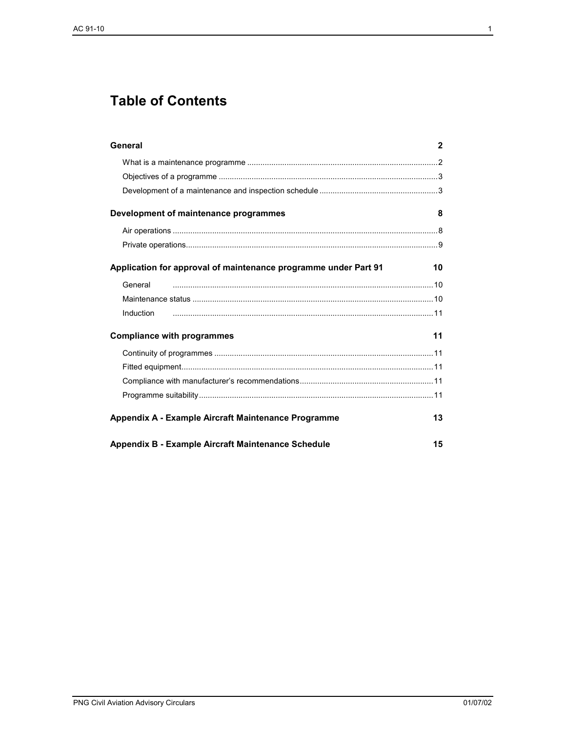# Table of Contents

**General** **2**

- What is a maintenance programme ....... 2
- Objectives of a programme ....... 3
- Development of a maintenance and inspection schedule ....... 3

**Development of maintenance programmes** **8**

- Air operations ....... 8
- Private operations ....... 9

**Application for approval of maintenance programme under Part 91** **10**

- General ....... 10
- Maintenance status ....... 10
- Induction ....... 11

**Compliance with programmes** **11**

- Continuity of programmes ....... 11
- Fitted equipment ....... 11
- Compliance with manufacturer's recommendations ....... 11
- Programme suitability ....... 11

**Appendix A - Example Aircraft Maintenance Programme** **13**

**Appendix B - Example Aircraft Maintenance Schedule** **15**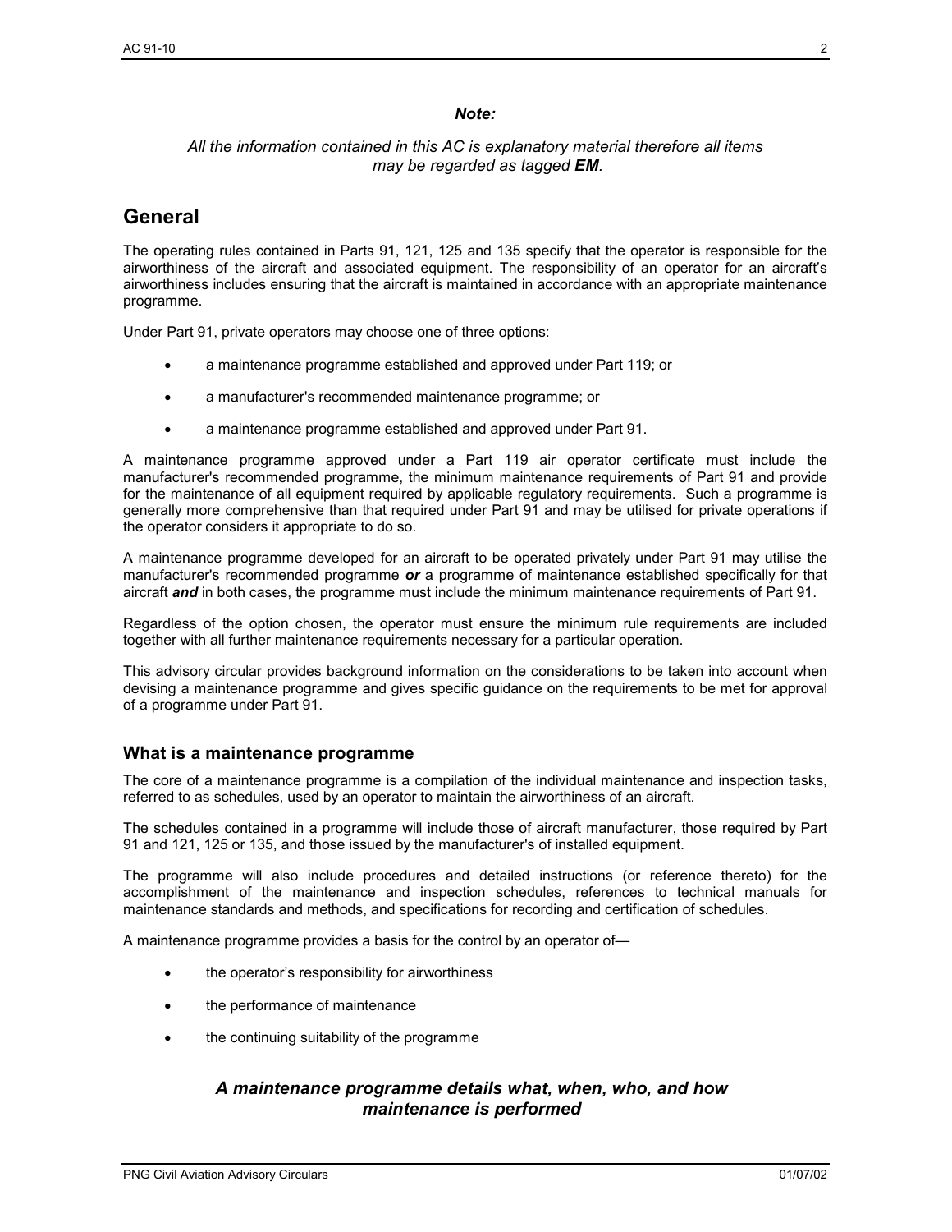*Note:*

*All the information contained in this AC is explanatory material therefore all items may be regarded as tagged **EM**.*

# General

The operating rules contained in Parts 91, 121, 125 and 135 specify that the operator is responsible for the airworthiness of the aircraft and associated equipment. The responsibility of an operator for an aircraft's airworthiness includes ensuring that the aircraft is maintained in accordance with an appropriate maintenance programme.

Under Part 91, private operators may choose one of three options:

- a maintenance programme established and approved under Part 119; or
- a manufacturer's recommended maintenance programme; or
- a maintenance programme established and approved under Part 91.

A maintenance programme approved under a Part 119 air operator certificate must include the manufacturer's recommended programme, the minimum maintenance requirements of Part 91 and provide for the maintenance of all equipment required by applicable regulatory requirements. Such a programme is generally more comprehensive than that required under Part 91 and may be utilised for private operations if the operator considers it appropriate to do so.

A maintenance programme developed for an aircraft to be operated privately under Part 91 may utilise the manufacturer's recommended programme ***or*** a programme of maintenance established specifically for that aircraft ***and*** in both cases, the programme must include the minimum maintenance requirements of Part 91.

Regardless of the option chosen, the operator must ensure the minimum rule requirements are included together with all further maintenance requirements necessary for a particular operation.

This advisory circular provides background information on the considerations to be taken into account when devising a maintenance programme and gives specific guidance on the requirements to be met for approval of a programme under Part 91.

## What is a maintenance programme

The core of a maintenance programme is a compilation of the individual maintenance and inspection tasks, referred to as schedules, used by an operator to maintain the airworthiness of an aircraft.

The schedules contained in a programme will include those of aircraft manufacturer, those required by Part 91 and 121, 125 or 135, and those issued by the manufacturer's of installed equipment.

The programme will also include procedures and detailed instructions (or reference thereto) for the accomplishment of the maintenance and inspection schedules, references to technical manuals for maintenance standards and methods, and specifications for recording and certification of schedules.

A maintenance programme provides a basis for the control by an operator of—

- the operator's responsibility for airworthiness
- the performance of maintenance
- the continuing suitability of the programme

***A maintenance programme details what, when, who, and how maintenance is performed***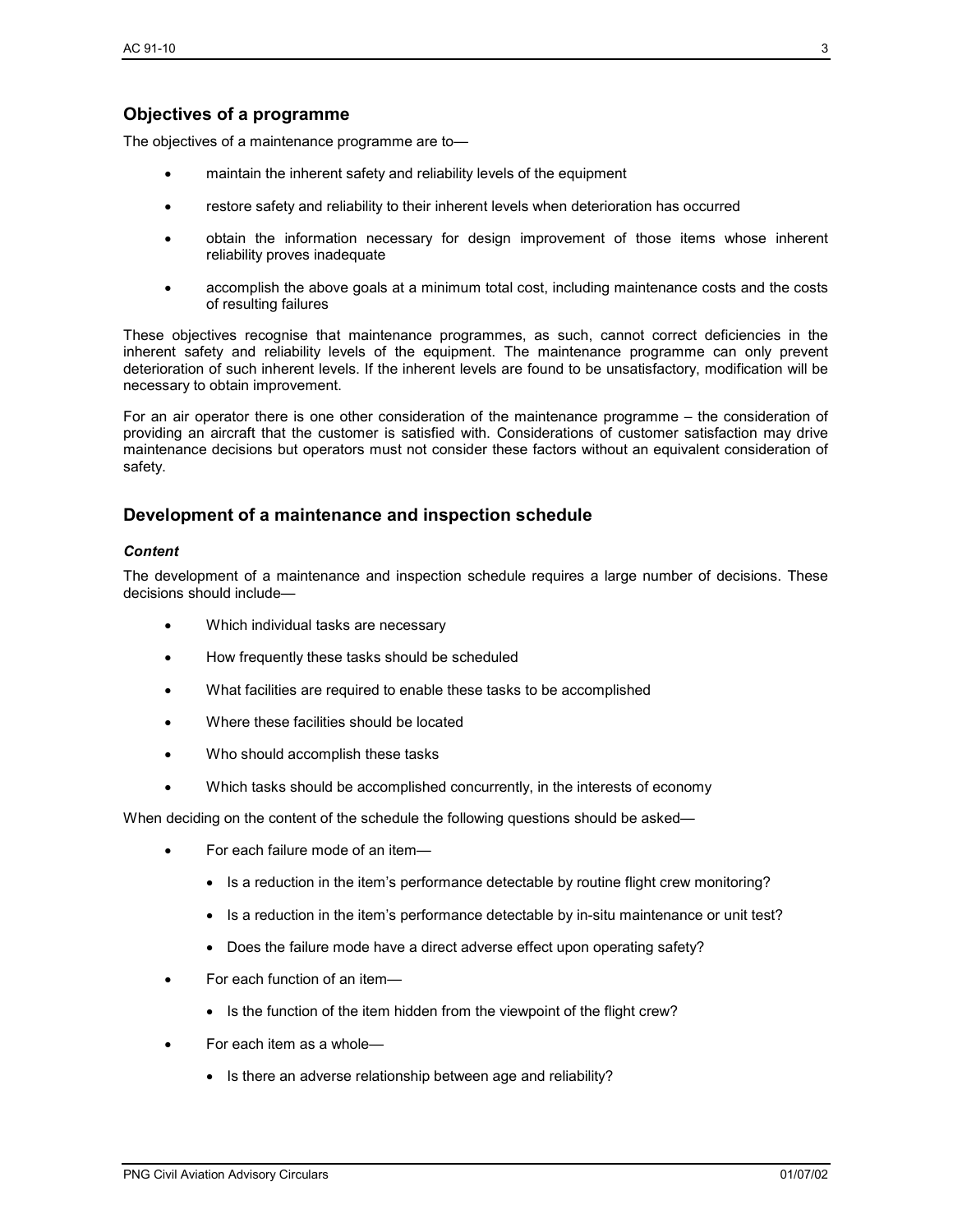## Objectives of a programme

The objectives of a maintenance programme are to—

- maintain the inherent safety and reliability levels of the equipment
- restore safety and reliability to their inherent levels when deterioration has occurred
- obtain the information necessary for design improvement of those items whose inherent reliability proves inadequate
- accomplish the above goals at a minimum total cost, including maintenance costs and the costs of resulting failures

These objectives recognise that maintenance programmes, as such, cannot correct deficiencies in the inherent safety and reliability levels of the equipment. The maintenance programme can only prevent deterioration of such inherent levels. If the inherent levels are found to be unsatisfactory, modification will be necessary to obtain improvement.

For an air operator there is one other consideration of the maintenance programme – the consideration of providing an aircraft that the customer is satisfied with. Considerations of customer satisfaction may drive maintenance decisions but operators must not consider these factors without an equivalent consideration of safety.

## Development of a maintenance and inspection schedule

### *Content*

The development of a maintenance and inspection schedule requires a large number of decisions. These decisions should include—

- Which individual tasks are necessary
- How frequently these tasks should be scheduled
- What facilities are required to enable these tasks to be accomplished
- Where these facilities should be located
- Who should accomplish these tasks
- Which tasks should be accomplished concurrently, in the interests of economy

When deciding on the content of the schedule the following questions should be asked—

- For each failure mode of an item—
  - Is a reduction in the item's performance detectable by routine flight crew monitoring?
  - Is a reduction in the item's performance detectable by in-situ maintenance or unit test?
  - Does the failure mode have a direct adverse effect upon operating safety?
- For each function of an item—
  - Is the function of the item hidden from the viewpoint of the flight crew?
- For each item as a whole—
  - Is there an adverse relationship between age and reliability?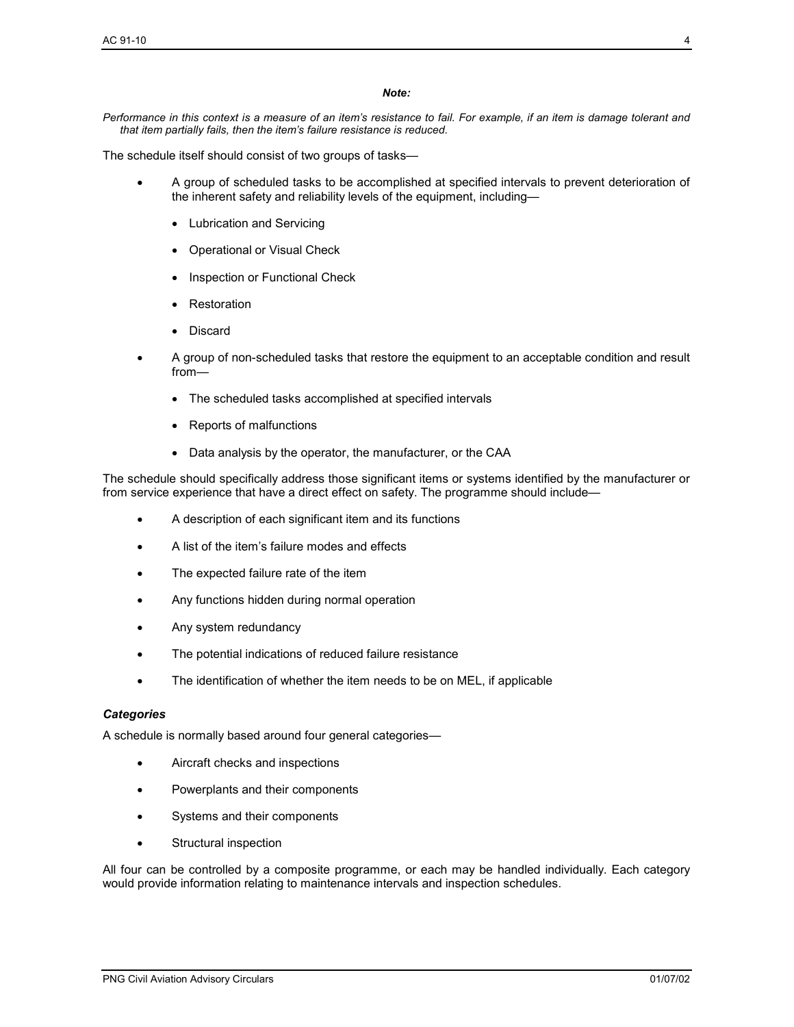***Note:***

*Performance in this context is a measure of an item's resistance to fail. For example, if an item is damage tolerant and that item partially fails, then the item's failure resistance is reduced.*

The schedule itself should consist of two groups of tasks—

- A group of scheduled tasks to be accomplished at specified intervals to prevent deterioration of the inherent safety and reliability levels of the equipment, including—
  - Lubrication and Servicing
  - Operational or Visual Check
  - Inspection or Functional Check
  - Restoration
  - Discard
- A group of non-scheduled tasks that restore the equipment to an acceptable condition and result from—
  - The scheduled tasks accomplished at specified intervals
  - Reports of malfunctions
  - Data analysis by the operator, the manufacturer, or the CAA

The schedule should specifically address those significant items or systems identified by the manufacturer or from service experience that have a direct effect on safety. The programme should include—

- A description of each significant item and its functions
- A list of the item's failure modes and effects
- The expected failure rate of the item
- Any functions hidden during normal operation
- Any system redundancy
- The potential indications of reduced failure resistance
- The identification of whether the item needs to be on MEL, if applicable

***Categories***

A schedule is normally based around four general categories—

- Aircraft checks and inspections
- Powerplants and their components
- Systems and their components
- Structural inspection

All four can be controlled by a composite programme, or each may be handled individually. Each category would provide information relating to maintenance intervals and inspection schedules.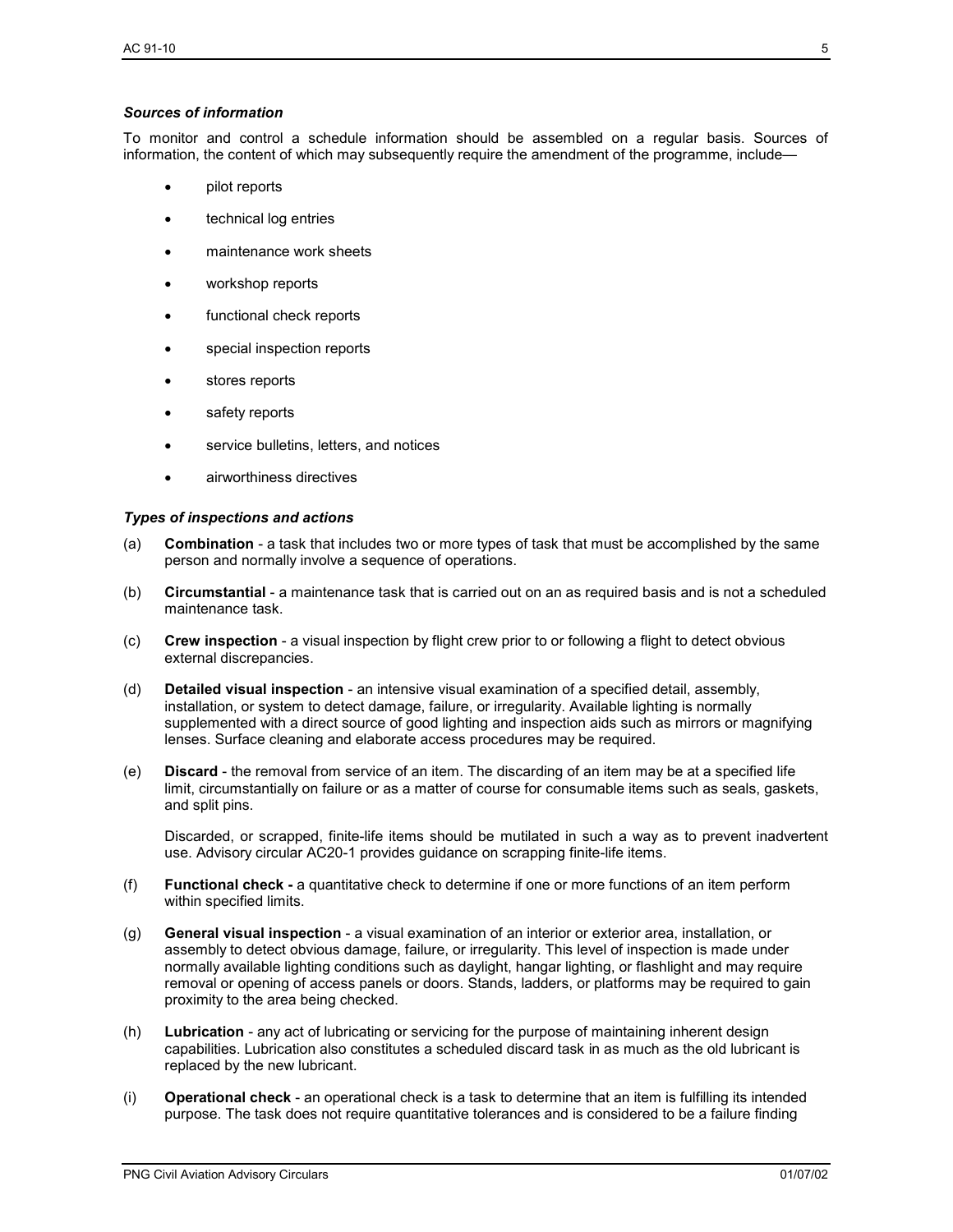### *Sources of information*

To monitor and control a schedule information should be assembled on a regular basis. Sources of information, the content of which may subsequently require the amendment of the programme, include—

- pilot reports
- technical log entries
- maintenance work sheets
- workshop reports
- functional check reports
- special inspection reports
- stores reports
- safety reports
- service bulletins, letters, and notices
- airworthiness directives

### *Types of inspections and actions*

(a) **Combination** - a task that includes two or more types of task that must be accomplished by the same person and normally involve a sequence of operations.

(b) **Circumstantial** - a maintenance task that is carried out on an as required basis and is not a scheduled maintenance task.

(c) **Crew inspection** - a visual inspection by flight crew prior to or following a flight to detect obvious external discrepancies.

(d) **Detailed visual inspection** - an intensive visual examination of a specified detail, assembly, installation, or system to detect damage, failure, or irregularity. Available lighting is normally supplemented with a direct source of good lighting and inspection aids such as mirrors or magnifying lenses. Surface cleaning and elaborate access procedures may be required.

(e) **Discard** - the removal from service of an item. The discarding of an item may be at a specified life limit, circumstantially on failure or as a matter of course for consumable items such as seals, gaskets, and split pins.

Discarded, or scrapped, finite-life items should be mutilated in such a way as to prevent inadvertent use. Advisory circular AC20-1 provides guidance on scrapping finite-life items.

(f) **Functional check -** a quantitative check to determine if one or more functions of an item perform within specified limits.

(g) **General visual inspection** - a visual examination of an interior or exterior area, installation, or assembly to detect obvious damage, failure, or irregularity. This level of inspection is made under normally available lighting conditions such as daylight, hangar lighting, or flashlight and may require removal or opening of access panels or doors. Stands, ladders, or platforms may be required to gain proximity to the area being checked.

(h) **Lubrication** - any act of lubricating or servicing for the purpose of maintaining inherent design capabilities. Lubrication also constitutes a scheduled discard task in as much as the old lubricant is replaced by the new lubricant.

(i) **Operational check** - an operational check is a task to determine that an item is fulfilling its intended purpose. The task does not require quantitative tolerances and is considered to be a failure finding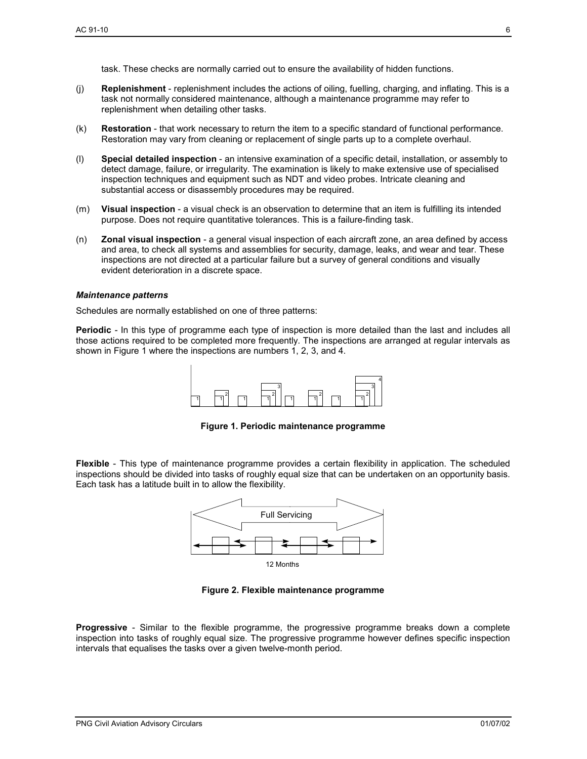task. These checks are normally carried out to ensure the availability of hidden functions.

(j) **Replenishment** - replenishment includes the actions of oiling, fuelling, charging, and inflating. This is a task not normally considered maintenance, although a maintenance programme may refer to replenishment when detailing other tasks.

(k) **Restoration** - that work necessary to return the item to a specific standard of functional performance. Restoration may vary from cleaning or replacement of single parts up to a complete overhaul.

(l) **Special detailed inspection** - an intensive examination of a specific detail, installation, or assembly to detect damage, failure, or irregularity. The examination is likely to make extensive use of specialised inspection techniques and equipment such as NDT and video probes. Intricate cleaning and substantial access or disassembly procedures may be required.

(m) **Visual inspection** - a visual check is an observation to determine that an item is fulfilling its intended purpose. Does not require quantitative tolerances. This is a failure-finding task.

(n) **Zonal visual inspection** - a general visual inspection of each aircraft zone, an area defined by access and area, to check all systems and assemblies for security, damage, leaks, and wear and tear. These inspections are not directed at a particular failure but a survey of general conditions and visually evident deterioration in a discrete space.

### *Maintenance patterns*

Schedules are normally established on one of three patterns:

**Periodic** - In this type of programme each type of inspection is more detailed than the last and includes all those actions required to be completed more frequently. The inspections are arranged at regular intervals as shown in Figure 1 where the inspections are numbers 1, 2, 3, and 4.

**Figure 1. Periodic maintenance programme**

**Flexible** - This type of maintenance programme provides a certain flexibility in application. The scheduled inspections should be divided into tasks of roughly equal size that can be undertaken on an opportunity basis. Each task has a latitude built in to allow the flexibility.

**Figure 2. Flexible maintenance programme**

**Progressive** - Similar to the flexible programme, the progressive programme breaks down a complete inspection into tasks of roughly equal size. The progressive programme however defines specific inspection intervals that equalises the tasks over a given twelve-month period.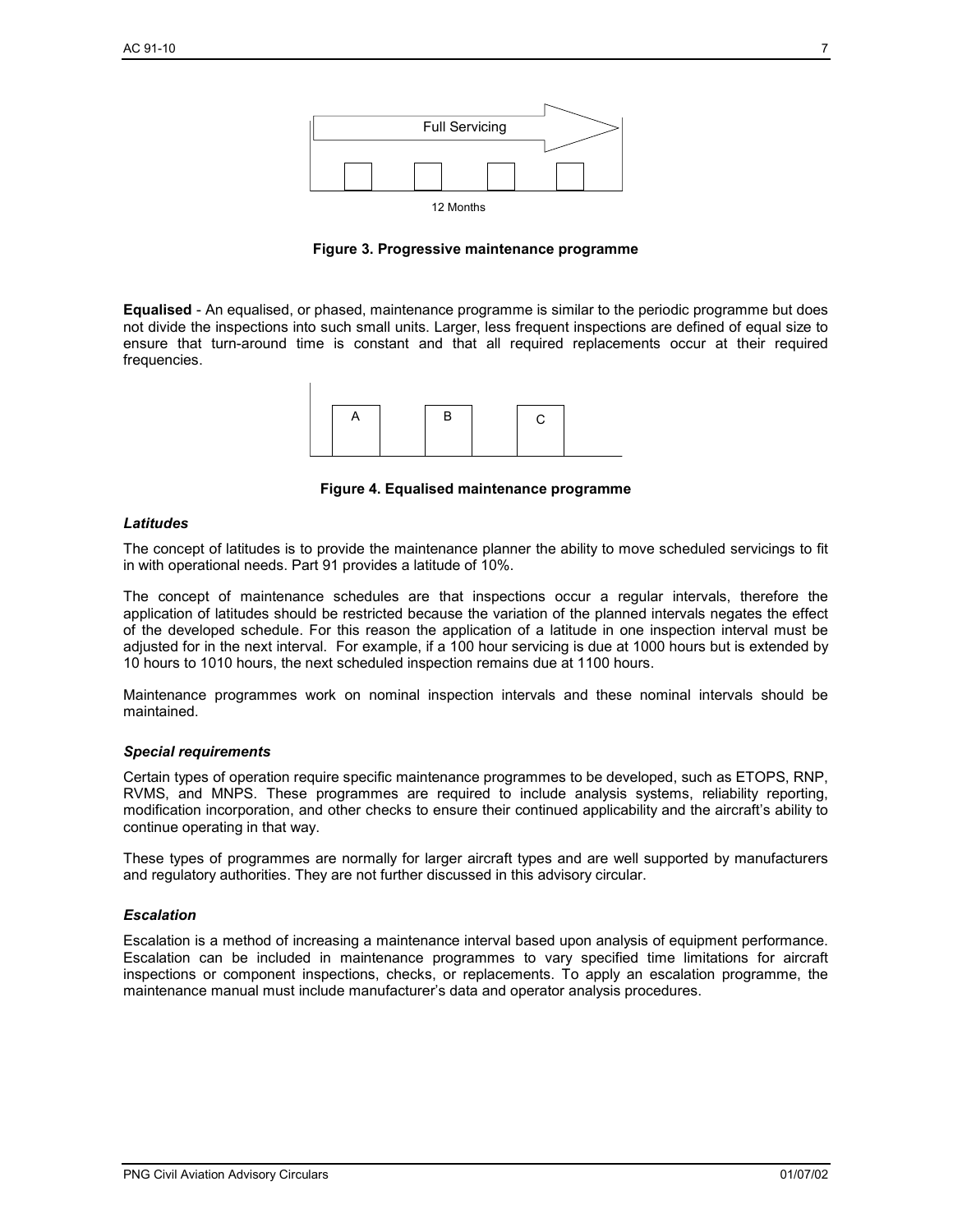Full Servicing

12 Months

**Figure 3. Progressive maintenance programme**

**Equalised** - An equalised, or phased, maintenance programme is similar to the periodic programme but does not divide the inspections into such small units. Larger, less frequent inspections are defined of equal size to ensure that turn-around time is constant and that all required replacements occur at their required frequencies.

A B C

**Figure 4. Equalised maintenance programme**

### *Latitudes*

The concept of latitudes is to provide the maintenance planner the ability to move scheduled servicings to fit in with operational needs. Part 91 provides a latitude of 10%.

The concept of maintenance schedules are that inspections occur a regular intervals, therefore the application of latitudes should be restricted because the variation of the planned intervals negates the effect of the developed schedule. For this reason the application of a latitude in one inspection interval must be adjusted for in the next interval. For example, if a 100 hour servicing is due at 1000 hours but is extended by 10 hours to 1010 hours, the next scheduled inspection remains due at 1100 hours.

Maintenance programmes work on nominal inspection intervals and these nominal intervals should be maintained.

### *Special requirements*

Certain types of operation require specific maintenance programmes to be developed, such as ETOPS, RNP, RVMS, and MNPS. These programmes are required to include analysis systems, reliability reporting, modification incorporation, and other checks to ensure their continued applicability and the aircraft's ability to continue operating in that way.

These types of programmes are normally for larger aircraft types and are well supported by manufacturers and regulatory authorities. They are not further discussed in this advisory circular.

### *Escalation*

Escalation is a method of increasing a maintenance interval based upon analysis of equipment performance. Escalation can be included in maintenance programmes to vary specified time limitations for aircraft inspections or component inspections, checks, or replacements. To apply an escalation programme, the maintenance manual must include manufacturer's data and operator analysis procedures.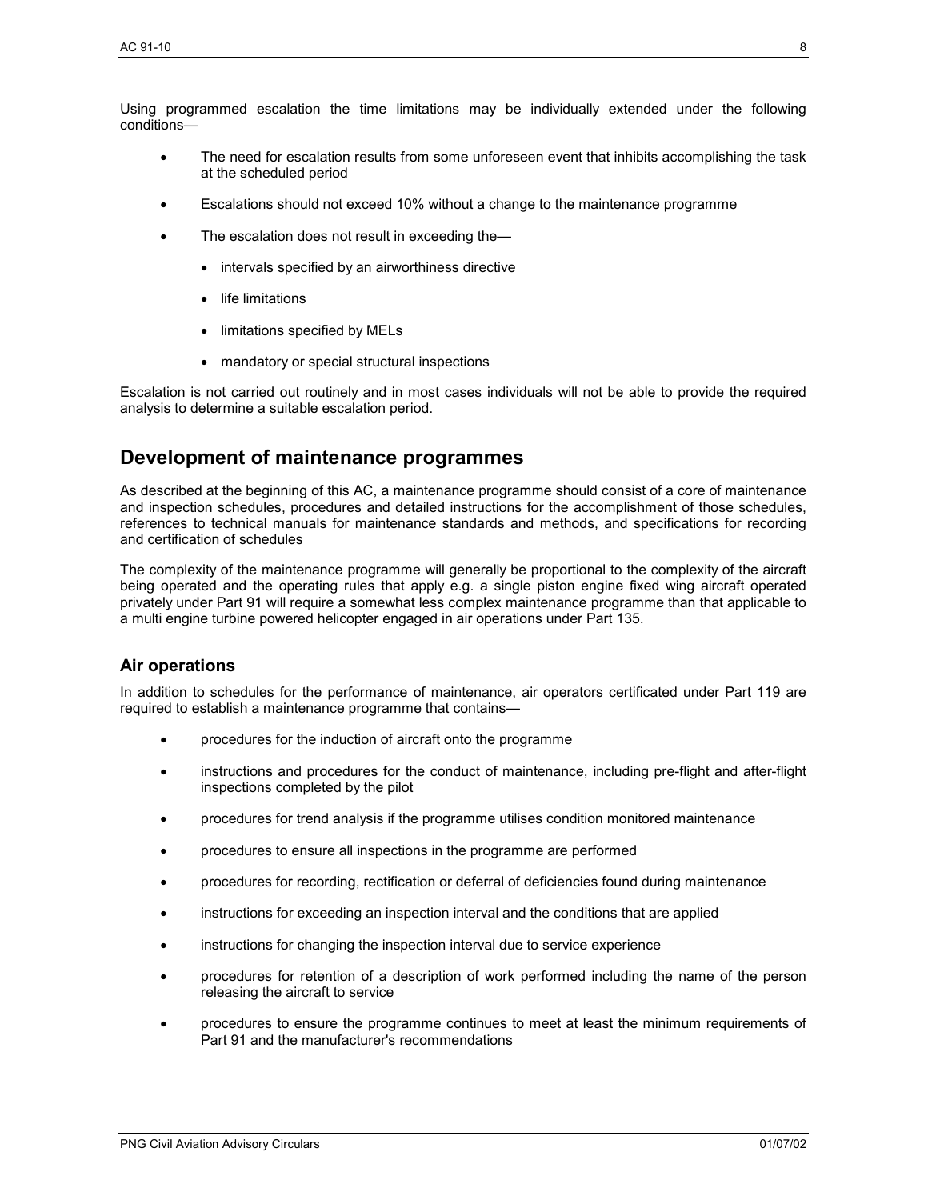Using programmed escalation the time limitations may be individually extended under the following conditions—

- The need for escalation results from some unforeseen event that inhibits accomplishing the task at the scheduled period
- Escalations should not exceed 10% without a change to the maintenance programme
- The escalation does not result in exceeding the—
  - intervals specified by an airworthiness directive
  - life limitations
  - limitations specified by MELs
  - mandatory or special structural inspections

Escalation is not carried out routinely and in most cases individuals will not be able to provide the required analysis to determine a suitable escalation period.

## Development of maintenance programmes

As described at the beginning of this AC, a maintenance programme should consist of a core of maintenance and inspection schedules, procedures and detailed instructions for the accomplishment of those schedules, references to technical manuals for maintenance standards and methods, and specifications for recording and certification of schedules

The complexity of the maintenance programme will generally be proportional to the complexity of the aircraft being operated and the operating rules that apply e.g. a single piston engine fixed wing aircraft operated privately under Part 91 will require a somewhat less complex maintenance programme than that applicable to a multi engine turbine powered helicopter engaged in air operations under Part 135.

### Air operations

In addition to schedules for the performance of maintenance, air operators certificated under Part 119 are required to establish a maintenance programme that contains—

- procedures for the induction of aircraft onto the programme
- instructions and procedures for the conduct of maintenance, including pre-flight and after-flight inspections completed by the pilot
- procedures for trend analysis if the programme utilises condition monitored maintenance
- procedures to ensure all inspections in the programme are performed
- procedures for recording, rectification or deferral of deficiencies found during maintenance
- instructions for exceeding an inspection interval and the conditions that are applied
- instructions for changing the inspection interval due to service experience
- procedures for retention of a description of work performed including the name of the person releasing the aircraft to service
- procedures to ensure the programme continues to meet at least the minimum requirements of Part 91 and the manufacturer's recommendations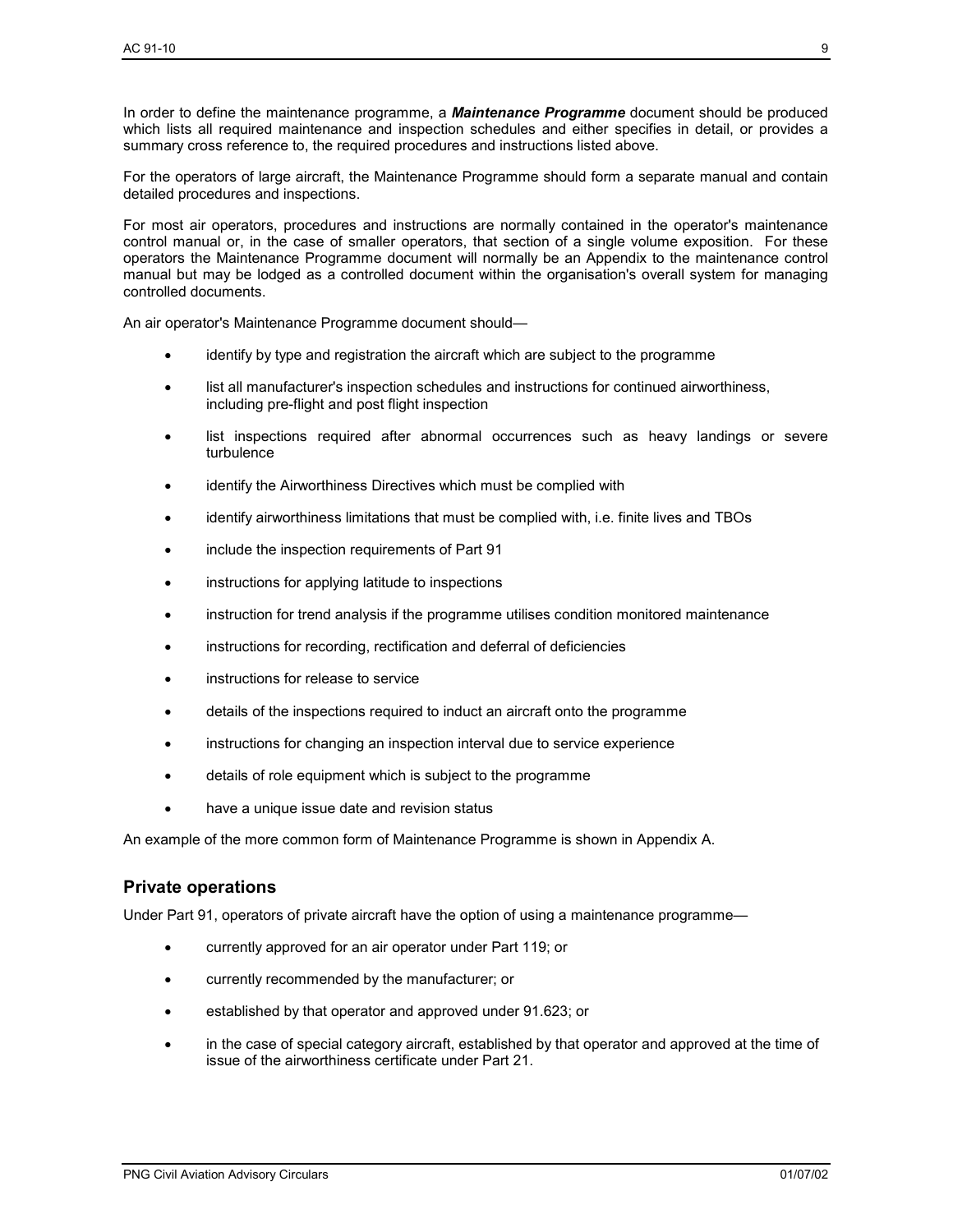In order to define the maintenance programme, a ***Maintenance Programme*** document should be produced which lists all required maintenance and inspection schedules and either specifies in detail, or provides a summary cross reference to, the required procedures and instructions listed above.

For the operators of large aircraft, the Maintenance Programme should form a separate manual and contain detailed procedures and inspections.

For most air operators, procedures and instructions are normally contained in the operator's maintenance control manual or, in the case of smaller operators, that section of a single volume exposition. For these operators the Maintenance Programme document will normally be an Appendix to the maintenance control manual but may be lodged as a controlled document within the organisation's overall system for managing controlled documents.

An air operator's Maintenance Programme document should—

- identify by type and registration the aircraft which are subject to the programme
- list all manufacturer's inspection schedules and instructions for continued airworthiness, including pre-flight and post flight inspection
- list inspections required after abnormal occurrences such as heavy landings or severe turbulence
- identify the Airworthiness Directives which must be complied with
- identify airworthiness limitations that must be complied with, i.e. finite lives and TBOs
- include the inspection requirements of Part 91
- instructions for applying latitude to inspections
- instruction for trend analysis if the programme utilises condition monitored maintenance
- instructions for recording, rectification and deferral of deficiencies
- instructions for release to service
- details of the inspections required to induct an aircraft onto the programme
- instructions for changing an inspection interval due to service experience
- details of role equipment which is subject to the programme
- have a unique issue date and revision status

An example of the more common form of Maintenance Programme is shown in Appendix A.

## Private operations

Under Part 91, operators of private aircraft have the option of using a maintenance programme—

- currently approved for an air operator under Part 119; or
- currently recommended by the manufacturer; or
- established by that operator and approved under 91.623; or
- in the case of special category aircraft, established by that operator and approved at the time of issue of the airworthiness certificate under Part 21.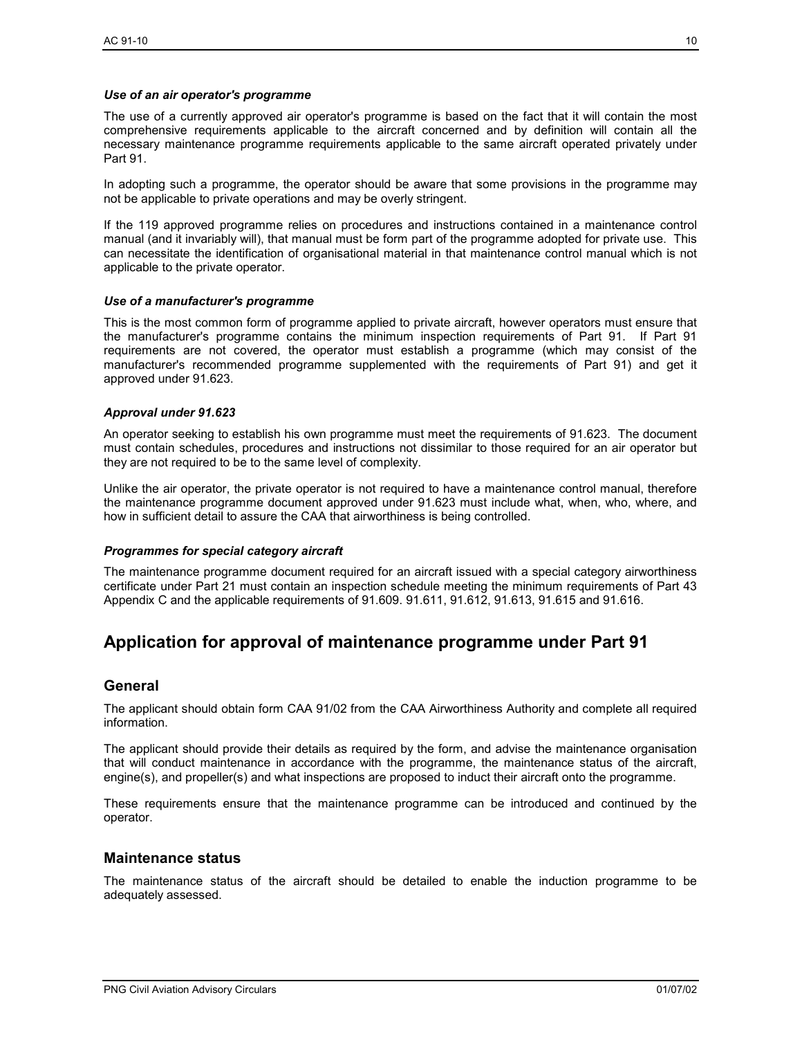### *Use of an air operator's programme*

The use of a currently approved air operator's programme is based on the fact that it will contain the most comprehensive requirements applicable to the aircraft concerned and by definition will contain all the necessary maintenance programme requirements applicable to the same aircraft operated privately under Part 91.

In adopting such a programme, the operator should be aware that some provisions in the programme may not be applicable to private operations and may be overly stringent.

If the 119 approved programme relies on procedures and instructions contained in a maintenance control manual (and it invariably will), that manual must be form part of the programme adopted for private use. This can necessitate the identification of organisational material in that maintenance control manual which is not applicable to the private operator.

### *Use of a manufacturer's programme*

This is the most common form of programme applied to private aircraft, however operators must ensure that the manufacturer's programme contains the minimum inspection requirements of Part 91. If Part 91 requirements are not covered, the operator must establish a programme (which may consist of the manufacturer's recommended programme supplemented with the requirements of Part 91) and get it approved under 91.623.

### *Approval under 91.623*

An operator seeking to establish his own programme must meet the requirements of 91.623. The document must contain schedules, procedures and instructions not dissimilar to those required for an air operator but they are not required to be to the same level of complexity.

Unlike the air operator, the private operator is not required to have a maintenance control manual, therefore the maintenance programme document approved under 91.623 must include what, when, who, where, and how in sufficient detail to assure the CAA that airworthiness is being controlled.

### *Programmes for special category aircraft*

The maintenance programme document required for an aircraft issued with a special category airworthiness certificate under Part 21 must contain an inspection schedule meeting the minimum requirements of Part 43 Appendix C and the applicable requirements of 91.609. 91.611, 91.612, 91.613, 91.615 and 91.616.

# Application for approval of maintenance programme under Part 91

## General

The applicant should obtain form CAA 91/02 from the CAA Airworthiness Authority and complete all required information.

The applicant should provide their details as required by the form, and advise the maintenance organisation that will conduct maintenance in accordance with the programme, the maintenance status of the aircraft, engine(s), and propeller(s) and what inspections are proposed to induct their aircraft onto the programme.

These requirements ensure that the maintenance programme can be introduced and continued by the operator.

## Maintenance status

The maintenance status of the aircraft should be detailed to enable the induction programme to be adequately assessed.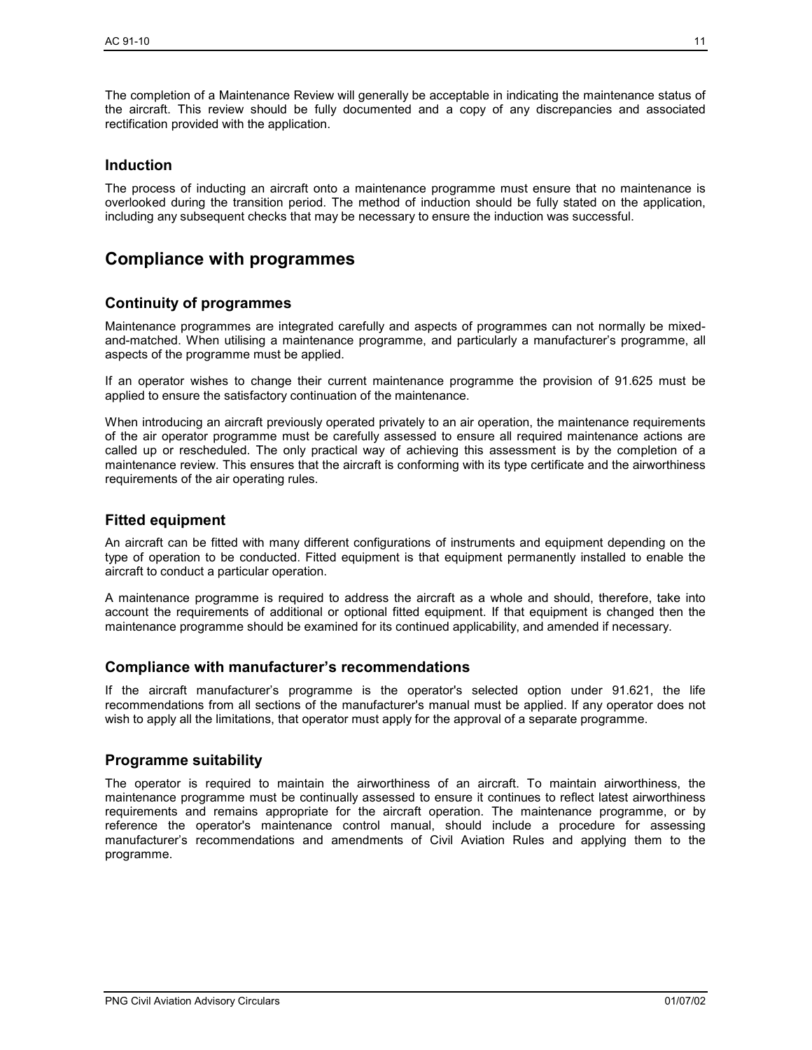The completion of a Maintenance Review will generally be acceptable in indicating the maintenance status of the aircraft. This review should be fully documented and a copy of any discrepancies and associated rectification provided with the application.

### Induction

The process of inducting an aircraft onto a maintenance programme must ensure that no maintenance is overlooked during the transition period. The method of induction should be fully stated on the application, including any subsequent checks that may be necessary to ensure the induction was successful.

## Compliance with programmes

### Continuity of programmes

Maintenance programmes are integrated carefully and aspects of programmes can not normally be mixed-and-matched. When utilising a maintenance programme, and particularly a manufacturer's programme, all aspects of the programme must be applied.

If an operator wishes to change their current maintenance programme the provision of 91.625 must be applied to ensure the satisfactory continuation of the maintenance.

When introducing an aircraft previously operated privately to an air operation, the maintenance requirements of the air operator programme must be carefully assessed to ensure all required maintenance actions are called up or rescheduled. The only practical way of achieving this assessment is by the completion of a maintenance review. This ensures that the aircraft is conforming with its type certificate and the airworthiness requirements of the air operating rules.

### Fitted equipment

An aircraft can be fitted with many different configurations of instruments and equipment depending on the type of operation to be conducted. Fitted equipment is that equipment permanently installed to enable the aircraft to conduct a particular operation.

A maintenance programme is required to address the aircraft as a whole and should, therefore, take into account the requirements of additional or optional fitted equipment. If that equipment is changed then the maintenance programme should be examined for its continued applicability, and amended if necessary.

### Compliance with manufacturer's recommendations

If the aircraft manufacturer's programme is the operator's selected option under 91.621, the life recommendations from all sections of the manufacturer's manual must be applied. If any operator does not wish to apply all the limitations, that operator must apply for the approval of a separate programme.

### Programme suitability

The operator is required to maintain the airworthiness of an aircraft. To maintain airworthiness, the maintenance programme must be continually assessed to ensure it continues to reflect latest airworthiness requirements and remains appropriate for the aircraft operation. The maintenance programme, or by reference the operator's maintenance control manual, should include a procedure for assessing manufacturer's recommendations and amendments of Civil Aviation Rules and applying them to the programme.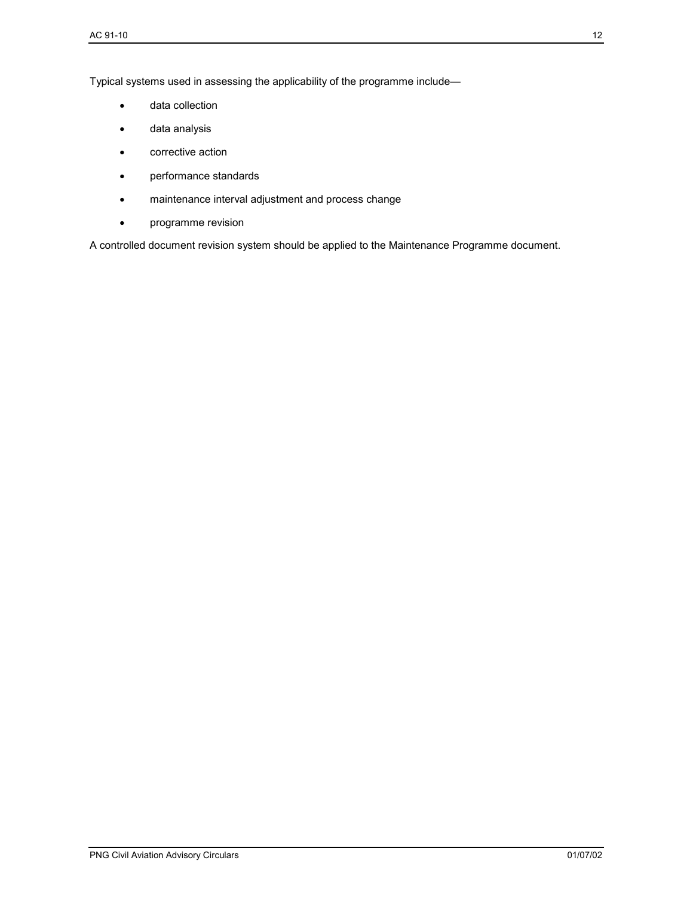Typical systems used in assessing the applicability of the programme include—

- data collection
- data analysis
- corrective action
- performance standards
- maintenance interval adjustment and process change
- programme revision

A controlled document revision system should be applied to the Maintenance Programme document.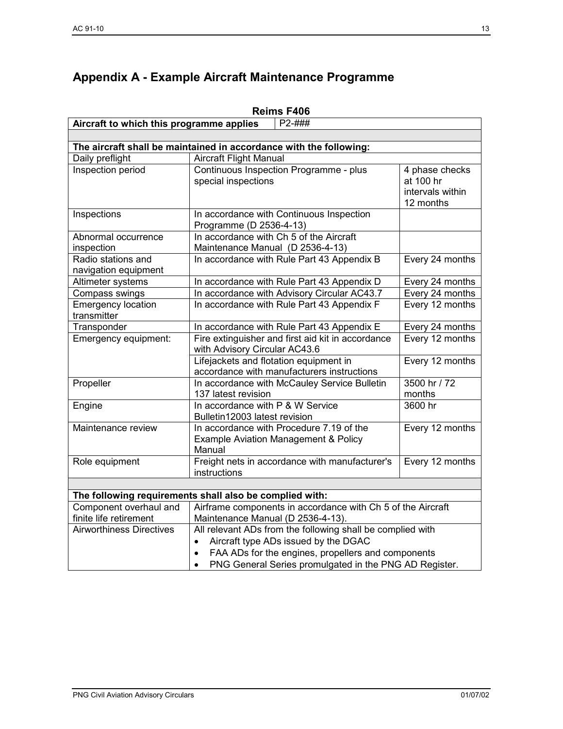# Appendix A - Example Aircraft Maintenance Programme

**Reims F406**

| Aircraft to which this programme applies | P2-### | |
|---|---|---|
| | | |
| **The aircraft shall be maintained in accordance with the following:** | | |
| Daily preflight | Aircraft Flight Manual | |
| Inspection period | Continuous Inspection Programme - plus special inspections | 4 phase checks at 100 hr intervals within 12 months |
| Inspections | In accordance with Continuous Inspection Programme (D 2536-4-13) | |
| Abnormal occurrence inspection | In accordance with Ch 5 of the Aircraft Maintenance Manual (D 2536-4-13) | |
| Radio stations and navigation equipment | In accordance with Rule Part 43 Appendix B | Every 24 months |
| Altimeter systems | In accordance with Rule Part 43 Appendix D | Every 24 months |
| Compass swings | In accordance with Advisory Circular AC43.7 | Every 24 months |
| Emergency location transmitter | In accordance with Rule Part 43 Appendix F | Every 12 months |
| Transponder | In accordance with Rule Part 43 Appendix E | Every 24 months |
| Emergency equipment: | Fire extinguisher and first aid kit in accordance with Advisory Circular AC43.6 | Every 12 months |
| | Lifejackets and flotation equipment in accordance with manufacturers instructions | Every 12 months |
| Propeller | In accordance with McCauley Service Bulletin 137 latest revision | 3500 hr / 72 months |
| Engine | In accordance with P & W Service Bulletin12003 latest revision | 3600 hr |
| Maintenance review | In accordance with Procedure 7.19 of the Example Aviation Management & Policy Manual | Every 12 months |
| Role equipment | Freight nets in accordance with manufacturer's instructions | Every 12 months |
| | | |
| **The following requirements shall also be complied with:** | | |
| Component overhaul and finite life retirement | Airframe components in accordance with Ch 5 of the Aircraft Maintenance Manual (D 2536-4-13). | |
| Airworthiness Directives | All relevant ADs from the following shall be complied with<br>• Aircraft type ADs issued by the DGAC<br>• FAA ADs for the engines, propellers and components<br>• PNG General Series promulgated in the PNG AD Register. | |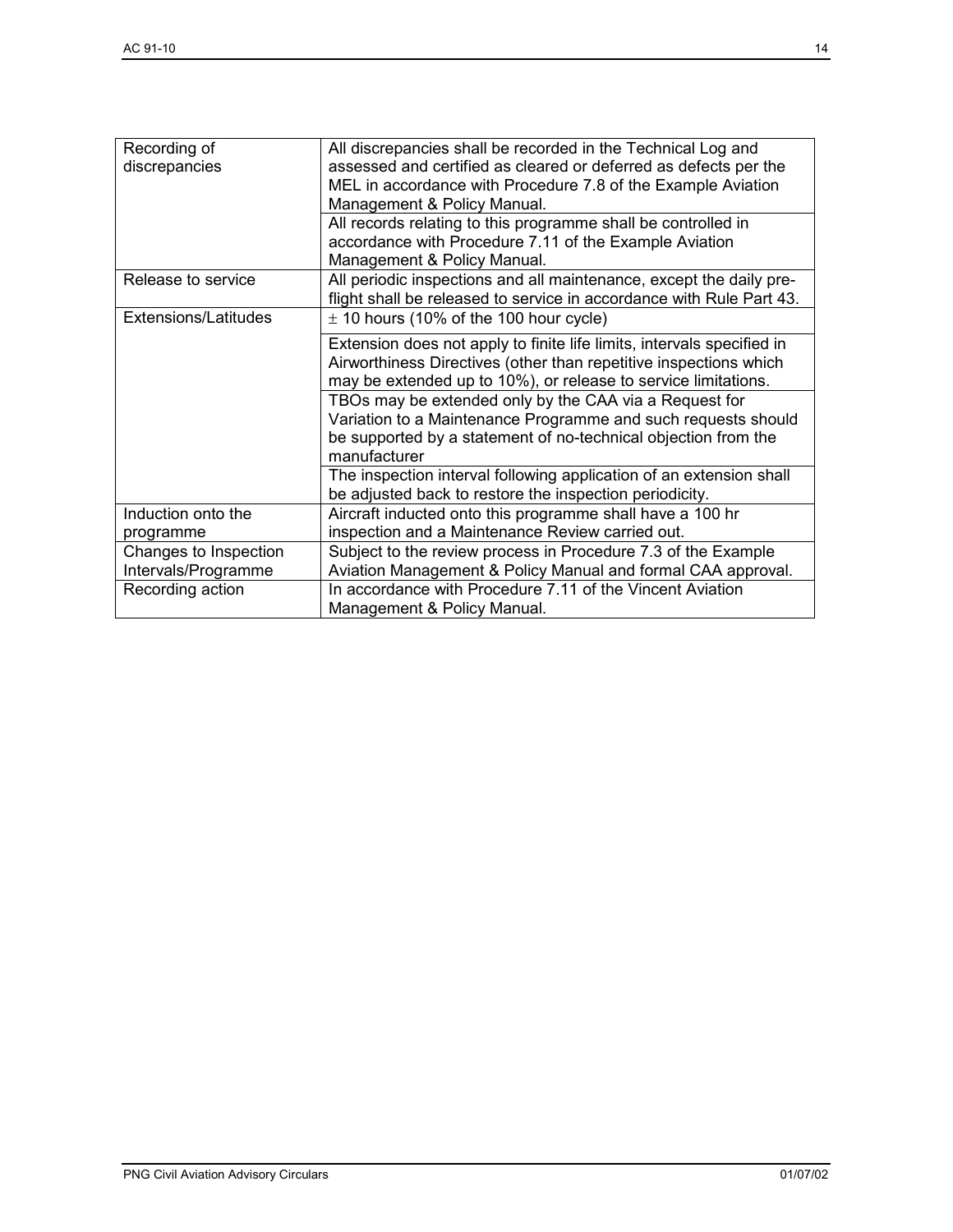| | |
|---|---|
| Recording of discrepancies | All discrepancies shall be recorded in the Technical Log and assessed and certified as cleared or deferred as defects per the MEL in accordance with Procedure 7.8 of the Example Aviation Management & Policy Manual. |
| | All records relating to this programme shall be controlled in accordance with Procedure 7.11 of the Example Aviation Management & Policy Manual. |
| Release to service | All periodic inspections and all maintenance, except the daily pre-flight shall be released to service in accordance with Rule Part 43. |
| Extensions/Latitudes | $\pm$ 10 hours (10% of the 100 hour cycle) |
| | Extension does not apply to finite life limits, intervals specified in Airworthiness Directives (other than repetitive inspections which may be extended up to 10%), or release to service limitations. |
| | TBOs may be extended only by the CAA via a Request for Variation to a Maintenance Programme and such requests should be supported by a statement of no-technical objection from the manufacturer |
| | The inspection interval following application of an extension shall be adjusted back to restore the inspection periodicity. |
| Induction onto the programme | Aircraft inducted onto this programme shall have a 100 hr inspection and a Maintenance Review carried out. |
| Changes to Inspection Intervals/Programme | Subject to the review process in Procedure 7.3 of the Example Aviation Management & Policy Manual and formal CAA approval. |
| Recording action | In accordance with Procedure 7.11 of the Vincent Aviation Management & Policy Manual. |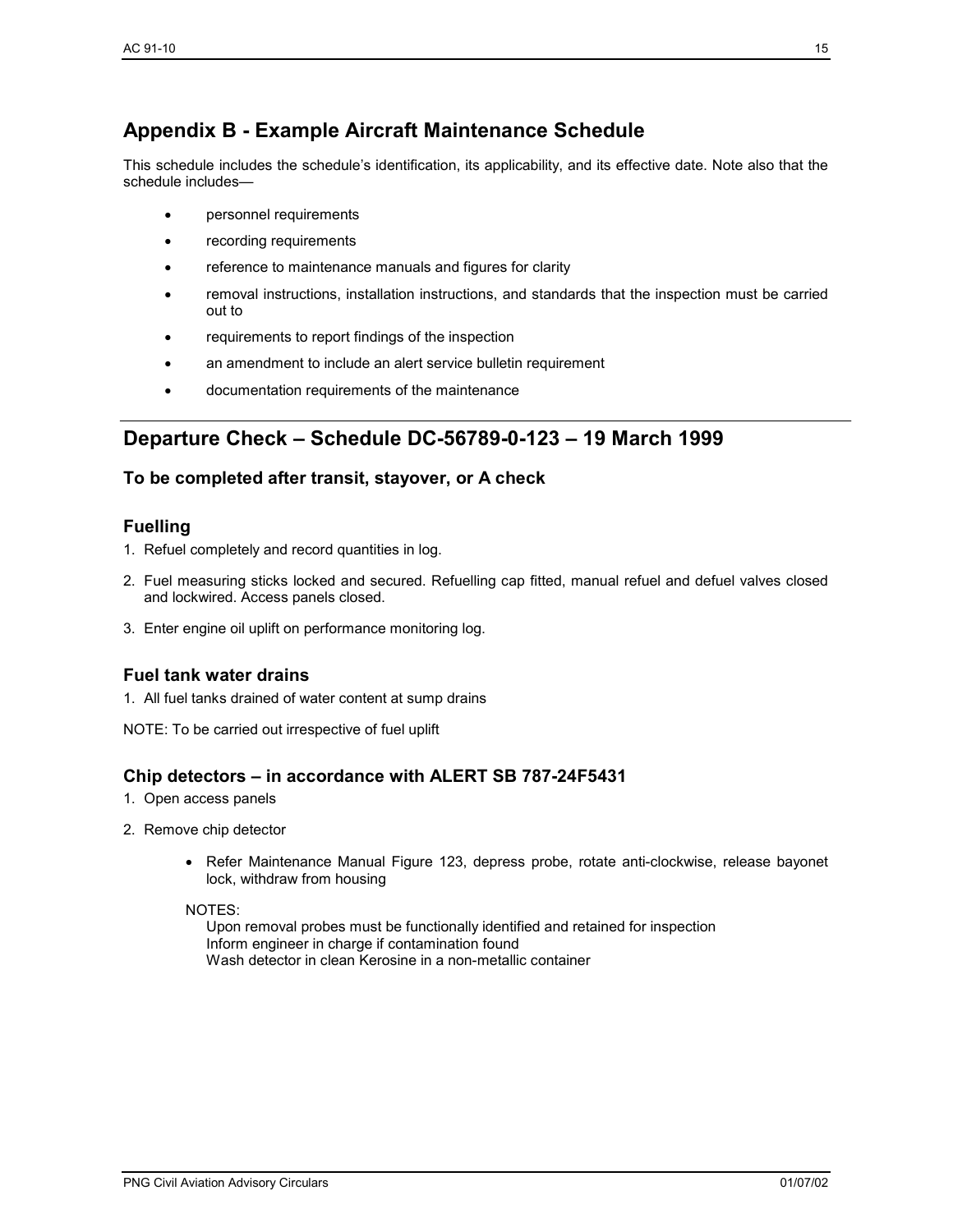## Appendix B - Example Aircraft Maintenance Schedule

This schedule includes the schedule's identification, its applicability, and its effective date. Note also that the schedule includes—

- personnel requirements
- recording requirements
- reference to maintenance manuals and figures for clarity
- removal instructions, installation instructions, and standards that the inspection must be carried out to
- requirements to report findings of the inspection
- an amendment to include an alert service bulletin requirement
- documentation requirements of the maintenance

---

## Departure Check – Schedule DC-56789-0-123 – 19 March 1999

### To be completed after transit, stayover, or A check

### Fuelling

1. Refuel completely and record quantities in log.
2. Fuel measuring sticks locked and secured. Refuelling cap fitted, manual refuel and defuel valves closed and lockwired. Access panels closed.
3. Enter engine oil uplift on performance monitoring log.

### Fuel tank water drains

1. All fuel tanks drained of water content at sump drains

NOTE: To be carried out irrespective of fuel uplift

### Chip detectors – in accordance with ALERT SB 787-24F5431

1. Open access panels
2. Remove chip detector
   - Refer Maintenance Manual Figure 123, depress probe, rotate anti-clockwise, release bayonet lock, withdraw from housing

   NOTES:
   Upon removal probes must be functionally identified and retained for inspection
   Inform engineer in charge if contamination found
   Wash detector in clean Kerosine in a non-metallic container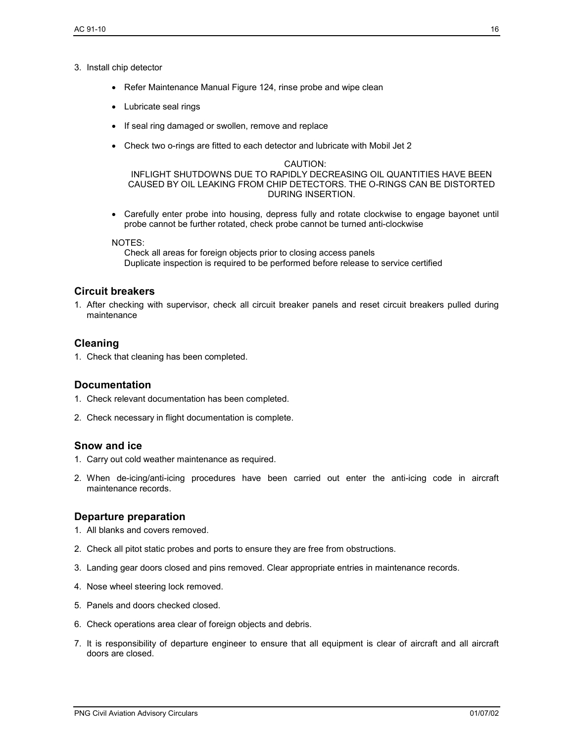3. Install chip detector

    - Refer Maintenance Manual Figure 124, rinse probe and wipe clean
    - Lubricate seal rings
    - If seal ring damaged or swollen, remove and replace
    - Check two o-rings are fitted to each detector and lubricate with Mobil Jet 2

    CAUTION:
    INFLIGHT SHUTDOWNS DUE TO RAPIDLY DECREASING OIL QUANTITIES HAVE BEEN CAUSED BY OIL LEAKING FROM CHIP DETECTORS. THE O-RINGS CAN BE DISTORTED DURING INSERTION.

    - Carefully enter probe into housing, depress fully and rotate clockwise to engage bayonet until probe cannot be further rotated, check probe cannot be turned anti-clockwise

    NOTES:
    Check all areas for foreign objects prior to closing access panels
    Duplicate inspection is required to be performed before release to service certified

## Circuit breakers

1. After checking with supervisor, check all circuit breaker panels and reset circuit breakers pulled during maintenance

## Cleaning

1. Check that cleaning has been completed.

## Documentation

1. Check relevant documentation has been completed.
2. Check necessary in flight documentation is complete.

## Snow and ice

1. Carry out cold weather maintenance as required.
2. When de-icing/anti-icing procedures have been carried out enter the anti-icing code in aircraft maintenance records.

## Departure preparation

1. All blanks and covers removed.
2. Check all pitot static probes and ports to ensure they are free from obstructions.
3. Landing gear doors closed and pins removed. Clear appropriate entries in maintenance records.
4. Nose wheel steering lock removed.
5. Panels and doors checked closed.
6. Check operations area clear of foreign objects and debris.
7. It is responsibility of departure engineer to ensure that all equipment is clear of aircraft and all aircraft doors are closed.